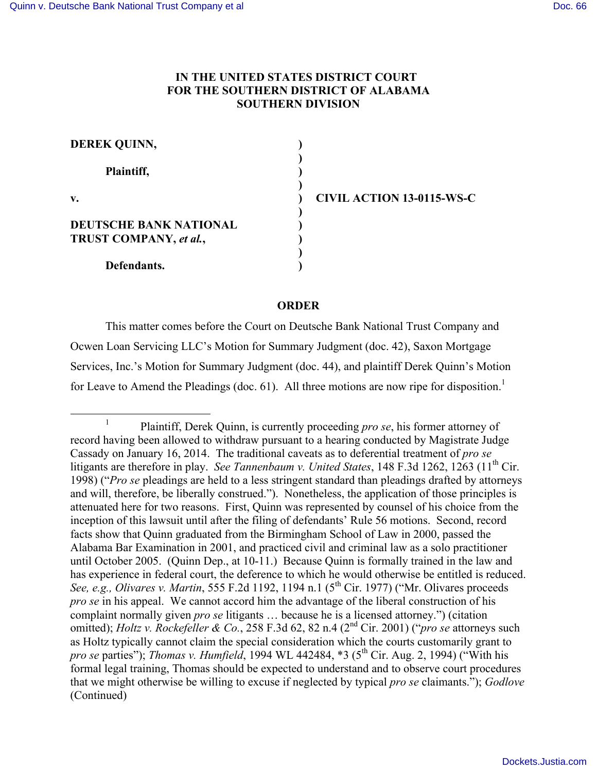# IN THE UNITED STATES DISTRICT COURT FOR THE SOUTHERN DISTRICT OF ALABAMA SOUTHERN DIVISION

| | | |
|---|---|---|
| **DEREK QUINN,** | ) | |
| | ) | |
| **Plaintiff,** | ) | |
| | ) | |
| **v.** | ) | **CIVIL ACTION 13-0115-WS-C** |
| | ) | |
| **DEUTSCHE BANK NATIONAL TRUST COMPANY,** ***et al.*****,** | ) | |
| | ) | |
| **Defendants.** | ) | |

## ORDER

This matter comes before the Court on Deutsche Bank National Trust Company and Ocwen Loan Servicing LLC's Motion for Summary Judgment (doc. 42), Saxon Mortgage Services, Inc.'s Motion for Summary Judgment (doc. 44), and plaintiff Derek Quinn's Motion for Leave to Amend the Pleadings (doc. 61). All three motions are now ripe for disposition.[1]

---

[1] Plaintiff, Derek Quinn, is currently proceeding *pro se*, his former attorney of record having been allowed to withdraw pursuant to a hearing conducted by Magistrate Judge Cassady on January 16, 2014. The traditional caveats as to deferential treatment of *pro se* litigants are therefore in play. *See Tannenbaum v. United States*, 148 F.3d 1262, 1263 (11th Cir. 1998) ("*Pro se* pleadings are held to a less stringent standard than pleadings drafted by attorneys and will, therefore, be liberally construed."). Nonetheless, the application of those principles is attenuated here for two reasons. First, Quinn was represented by counsel of his choice from the inception of this lawsuit until after the filing of defendants' Rule 56 motions. Second, record facts show that Quinn graduated from the Birmingham School of Law in 2000, passed the Alabama Bar Examination in 2001, and practiced civil and criminal law as a solo practitioner until October 2005. (Quinn Dep., at 10-11.) Because Quinn is formally trained in the law and has experience in federal court, the deference to which he would otherwise be entitled is reduced. *See, e.g., Olivares v. Martin*, 555 F.2d 1192, 1194 n.1 (5th Cir. 1977) ("Mr. Olivares proceeds *pro se* in his appeal. We cannot accord him the advantage of the liberal construction of his complaint normally given *pro se* litigants … because he is a licensed attorney.") (citation omitted); *Holtz v. Rockefeller & Co.*, 258 F.3d 62, 82 n.4 (2nd Cir. 2001) ("*pro se* attorneys such as Holtz typically cannot claim the special consideration which the courts customarily grant to *pro se* parties"); *Thomas v. Humfield*, 1994 WL 442484, *3 (5th Cir. Aug. 2, 1994) ("With his formal legal training, Thomas should be expected to understand and to observe court procedures that we might otherwise be willing to excuse if neglected by typical *pro se* claimants."); *Godlove* (Continued)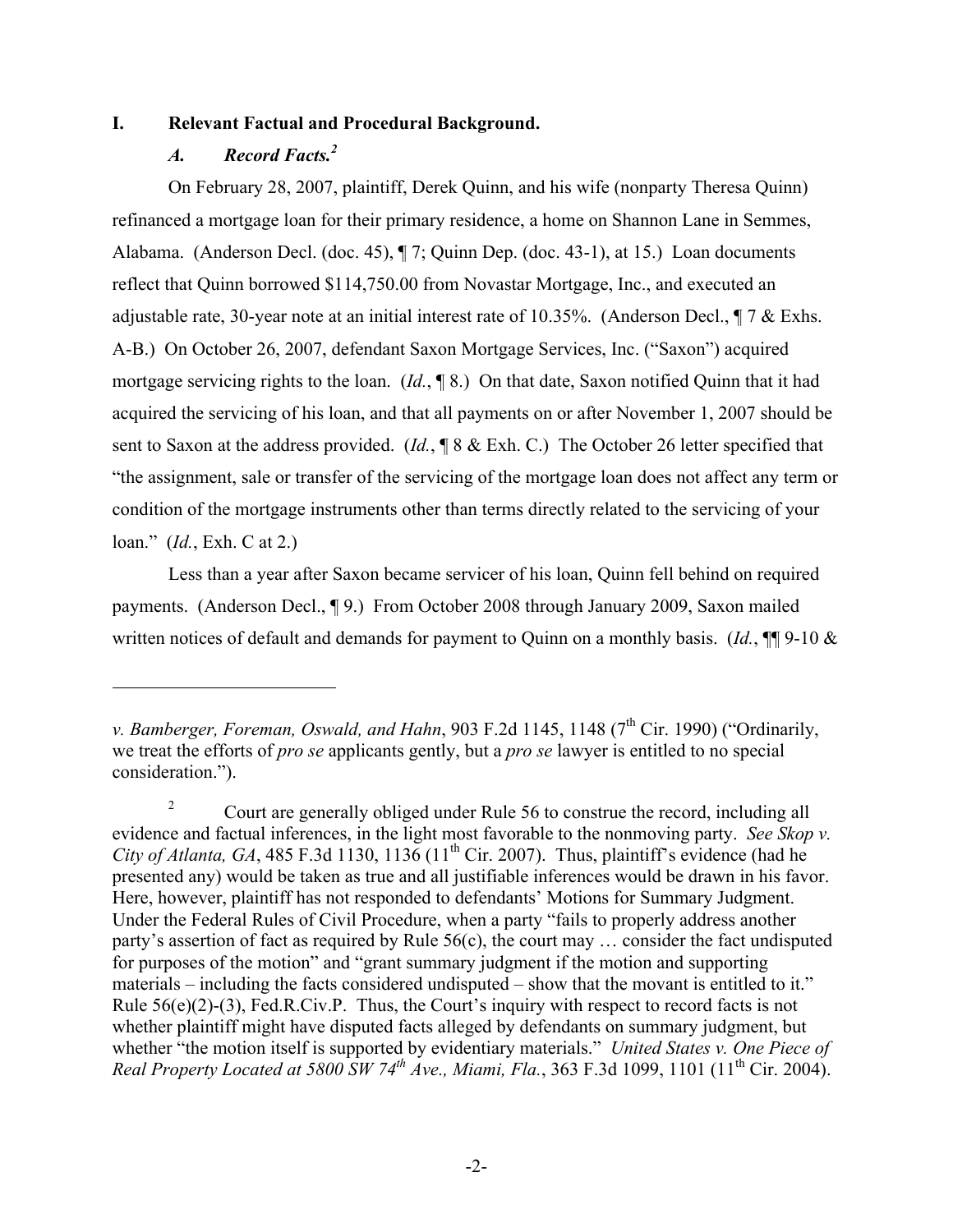## I. Relevant Factual and Procedural Background.

### *A. Record Facts.*[2]

On February 28, 2007, plaintiff, Derek Quinn, and his wife (nonparty Theresa Quinn) refinanced a mortgage loan for their primary residence, a home on Shannon Lane in Semmes, Alabama. (Anderson Decl. (doc. 45), ¶ 7; Quinn Dep. (doc. 43-1), at 15.) Loan documents reflect that Quinn borrowed $114,750.00 from Novastar Mortgage, Inc., and executed an adjustable rate, 30-year note at an initial interest rate of 10.35%. (Anderson Decl., ¶ 7 & Exhs. A-B.) On October 26, 2007, defendant Saxon Mortgage Services, Inc. ("Saxon") acquired mortgage servicing rights to the loan. (*Id.*, ¶ 8.) On that date, Saxon notified Quinn that it had acquired the servicing of his loan, and that all payments on or after November 1, 2007 should be sent to Saxon at the address provided. (*Id.*, ¶ 8 & Exh. C.) The October 26 letter specified that "the assignment, sale or transfer of the servicing of the mortgage loan does not affect any term or condition of the mortgage instruments other than terms directly related to the servicing of your loan." (*Id.*, Exh. C at 2.)

Less than a year after Saxon became servicer of his loan, Quinn fell behind on required payments. (Anderson Decl., ¶ 9.) From October 2008 through January 2009, Saxon mailed written notices of default and demands for payment to Quinn on a monthly basis. (*Id.*, ¶¶ 9-10 &

---

*v. Bamberger, Foreman, Oswald, and Hahn*, 903 F.2d 1145, 1148 (7th Cir. 1990) ("Ordinarily, we treat the efforts of *pro se* applicants gently, but a *pro se* lawyer is entitled to no special consideration.").

[2] Court are generally obliged under Rule 56 to construe the record, including all evidence and factual inferences, in the light most favorable to the nonmoving party. *See Skop v. City of Atlanta, GA*, 485 F.3d 1130, 1136 (11th Cir. 2007). Thus, plaintiff's evidence (had he presented any) would be taken as true and all justifiable inferences would be drawn in his favor. Here, however, plaintiff has not responded to defendants' Motions for Summary Judgment. Under the Federal Rules of Civil Procedure, when a party "fails to properly address another party's assertion of fact as required by Rule 56(c), the court may … consider the fact undisputed for purposes of the motion" and "grant summary judgment if the motion and supporting materials – including the facts considered undisputed – show that the movant is entitled to it." Rule 56(e)(2)-(3), Fed.R.Civ.P. Thus, the Court's inquiry with respect to record facts is not whether plaintiff might have disputed facts alleged by defendants on summary judgment, but whether "the motion itself is supported by evidentiary materials." *United States v. One Piece of Real Property Located at 5800 SW 74th Ave., Miami, Fla.*, 363 F.3d 1099, 1101 (11th Cir. 2004).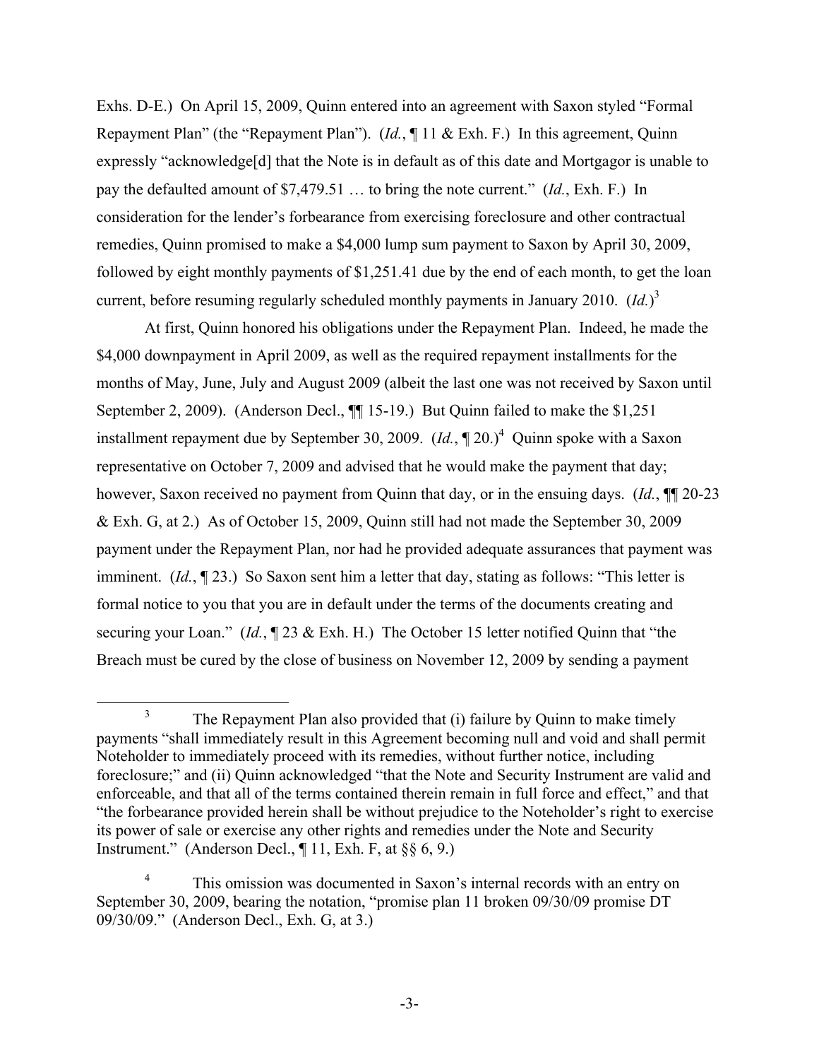Exhs. D-E.) On April 15, 2009, Quinn entered into an agreement with Saxon styled "Formal Repayment Plan" (the "Repayment Plan"). (*Id.*, ¶ 11 & Exh. F.) In this agreement, Quinn expressly "acknowledge[d] that the Note is in default as of this date and Mortgagor is unable to pay the defaulted amount of $7,479.51 … to bring the note current." (*Id.*, Exh. F.) In consideration for the lender's forbearance from exercising foreclosure and other contractual remedies, Quinn promised to make a $4,000 lump sum payment to Saxon by April 30, 2009, followed by eight monthly payments of $1,251.41 due by the end of each month, to get the loan current, before resuming regularly scheduled monthly payments in January 2010. (*Id.*)[3]

At first, Quinn honored his obligations under the Repayment Plan. Indeed, he made the $4,000 downpayment in April 2009, as well as the required repayment installments for the months of May, June, July and August 2009 (albeit the last one was not received by Saxon until September 2, 2009). (Anderson Decl., ¶¶ 15-19.) But Quinn failed to make the $1,251 installment repayment due by September 30, 2009. (*Id.*, ¶ 20.)[4] Quinn spoke with a Saxon representative on October 7, 2009 and advised that he would make the payment that day; however, Saxon received no payment from Quinn that day, or in the ensuing days. (*Id.*, ¶¶ 20-23 & Exh. G, at 2.) As of October 15, 2009, Quinn still had not made the September 30, 2009 payment under the Repayment Plan, nor had he provided adequate assurances that payment was imminent. (*Id.*, ¶ 23.) So Saxon sent him a letter that day, stating as follows: "This letter is formal notice to you that you are in default under the terms of the documents creating and securing your Loan." (*Id.*, ¶ 23 & Exh. H.) The October 15 letter notified Quinn that "the Breach must be cured by the close of business on November 12, 2009 by sending a payment

---

[3] The Repayment Plan also provided that (i) failure by Quinn to make timely payments "shall immediately result in this Agreement becoming null and void and shall permit Noteholder to immediately proceed with its remedies, without further notice, including foreclosure;" and (ii) Quinn acknowledged "that the Note and Security Instrument are valid and enforceable, and that all of the terms contained therein remain in full force and effect," and that "the forbearance provided herein shall be without prejudice to the Noteholder's right to exercise its power of sale or exercise any other rights and remedies under the Note and Security Instrument." (Anderson Decl., ¶ 11, Exh. F, at §§ 6, 9.)

[4] This omission was documented in Saxon's internal records with an entry on September 30, 2009, bearing the notation, "promise plan 11 broken 09/30/09 promise DT 09/30/09." (Anderson Decl., Exh. G, at 3.)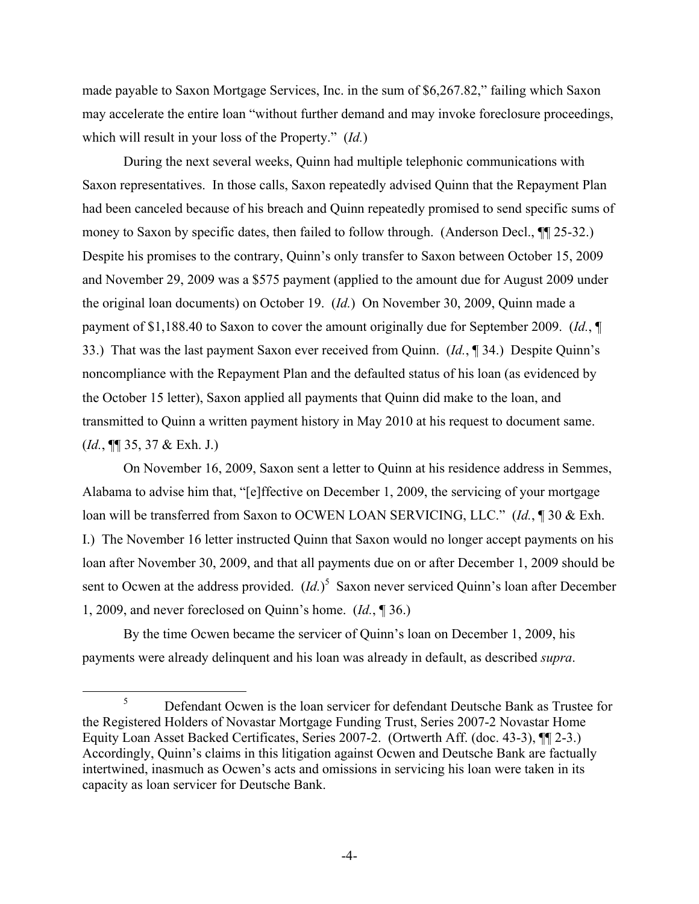made payable to Saxon Mortgage Services, Inc. in the sum of $6,267.82," failing which Saxon may accelerate the entire loan "without further demand and may invoke foreclosure proceedings, which will result in your loss of the Property." (*Id.*)

During the next several weeks, Quinn had multiple telephonic communications with Saxon representatives. In those calls, Saxon repeatedly advised Quinn that the Repayment Plan had been canceled because of his breach and Quinn repeatedly promised to send specific sums of money to Saxon by specific dates, then failed to follow through. (Anderson Decl., ¶¶ 25-32.) Despite his promises to the contrary, Quinn's only transfer to Saxon between October 15, 2009 and November 29, 2009 was a $575 payment (applied to the amount due for August 2009 under the original loan documents) on October 19. (*Id.*) On November 30, 2009, Quinn made a payment of $1,188.40 to Saxon to cover the amount originally due for September 2009. (*Id.*, ¶ 33.) That was the last payment Saxon ever received from Quinn. (*Id.*, ¶ 34.) Despite Quinn's noncompliance with the Repayment Plan and the defaulted status of his loan (as evidenced by the October 15 letter), Saxon applied all payments that Quinn did make to the loan, and transmitted to Quinn a written payment history in May 2010 at his request to document same. (*Id.*, ¶¶ 35, 37 & Exh. J.)

On November 16, 2009, Saxon sent a letter to Quinn at his residence address in Semmes, Alabama to advise him that, "[e]ffective on December 1, 2009, the servicing of your mortgage loan will be transferred from Saxon to OCWEN LOAN SERVICING, LLC." (*Id.*, ¶ 30 & Exh. I.) The November 16 letter instructed Quinn that Saxon would no longer accept payments on his loan after November 30, 2009, and that all payments due on or after December 1, 2009 should be sent to Ocwen at the address provided. (*Id.*)[5] Saxon never serviced Quinn's loan after December 1, 2009, and never foreclosed on Quinn's home. (*Id.*, ¶ 36.)

By the time Ocwen became the servicer of Quinn's loan on December 1, 2009, his payments were already delinquent and his loan was already in default, as described *supra*.

---

[5] Defendant Ocwen is the loan servicer for defendant Deutsche Bank as Trustee for the Registered Holders of Novastar Mortgage Funding Trust, Series 2007-2 Novastar Home Equity Loan Asset Backed Certificates, Series 2007-2. (Ortwerth Aff. (doc. 43-3), ¶¶ 2-3.) Accordingly, Quinn's claims in this litigation against Ocwen and Deutsche Bank are factually intertwined, inasmuch as Ocwen's acts and omissions in servicing his loan were taken in its capacity as loan servicer for Deutsche Bank.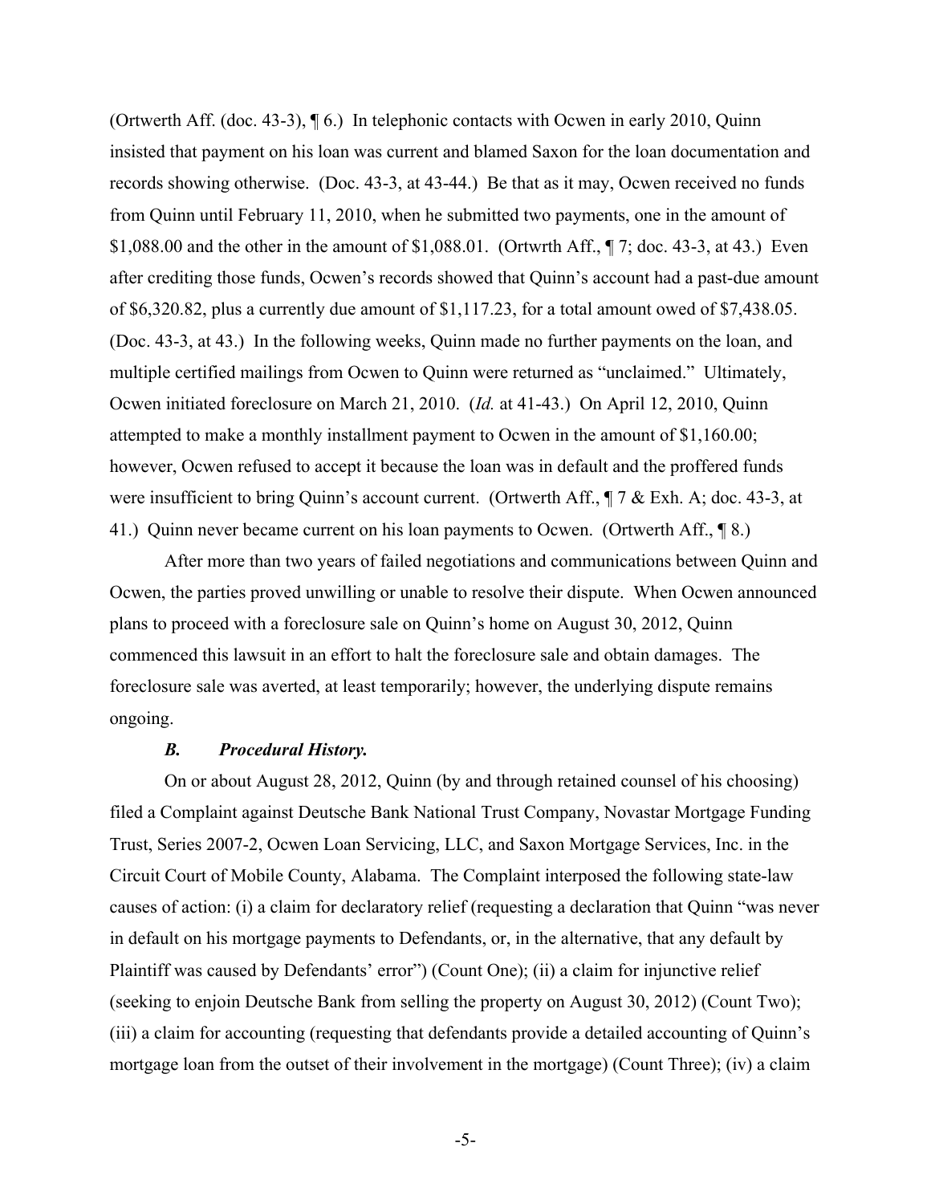(Ortwerth Aff. (doc. 43-3), ¶ 6.) In telephonic contacts with Ocwen in early 2010, Quinn insisted that payment on his loan was current and blamed Saxon for the loan documentation and records showing otherwise. (Doc. 43-3, at 43-44.) Be that as it may, Ocwen received no funds from Quinn until February 11, 2010, when he submitted two payments, one in the amount of $1,088.00 and the other in the amount of $1,088.01. (Ortwrth Aff., ¶ 7; doc. 43-3, at 43.) Even after crediting those funds, Ocwen's records showed that Quinn's account had a past-due amount of $6,320.82, plus a currently due amount of $1,117.23, for a total amount owed of $7,438.05. (Doc. 43-3, at 43.) In the following weeks, Quinn made no further payments on the loan, and multiple certified mailings from Ocwen to Quinn were returned as "unclaimed." Ultimately, Ocwen initiated foreclosure on March 21, 2010. (*Id.* at 41-43.) On April 12, 2010, Quinn attempted to make a monthly installment payment to Ocwen in the amount of $1,160.00; however, Ocwen refused to accept it because the loan was in default and the proffered funds were insufficient to bring Quinn's account current. (Ortwerth Aff., ¶ 7 & Exh. A; doc. 43-3, at 41.) Quinn never became current on his loan payments to Ocwen. (Ortwerth Aff., ¶ 8.)

After more than two years of failed negotiations and communications between Quinn and Ocwen, the parties proved unwilling or unable to resolve their dispute. When Ocwen announced plans to proceed with a foreclosure sale on Quinn's home on August 30, 2012, Quinn commenced this lawsuit in an effort to halt the foreclosure sale and obtain damages. The foreclosure sale was averted, at least temporarily; however, the underlying dispute remains ongoing.

### *B. Procedural History.*

On or about August 28, 2012, Quinn (by and through retained counsel of his choosing) filed a Complaint against Deutsche Bank National Trust Company, Novastar Mortgage Funding Trust, Series 2007-2, Ocwen Loan Servicing, LLC, and Saxon Mortgage Services, Inc. in the Circuit Court of Mobile County, Alabama. The Complaint interposed the following state-law causes of action: (i) a claim for declaratory relief (requesting a declaration that Quinn "was never in default on his mortgage payments to Defendants, or, in the alternative, that any default by Plaintiff was caused by Defendants' error") (Count One); (ii) a claim for injunctive relief (seeking to enjoin Deutsche Bank from selling the property on August 30, 2012) (Count Two); (iii) a claim for accounting (requesting that defendants provide a detailed accounting of Quinn's mortgage loan from the outset of their involvement in the mortgage) (Count Three); (iv) a claim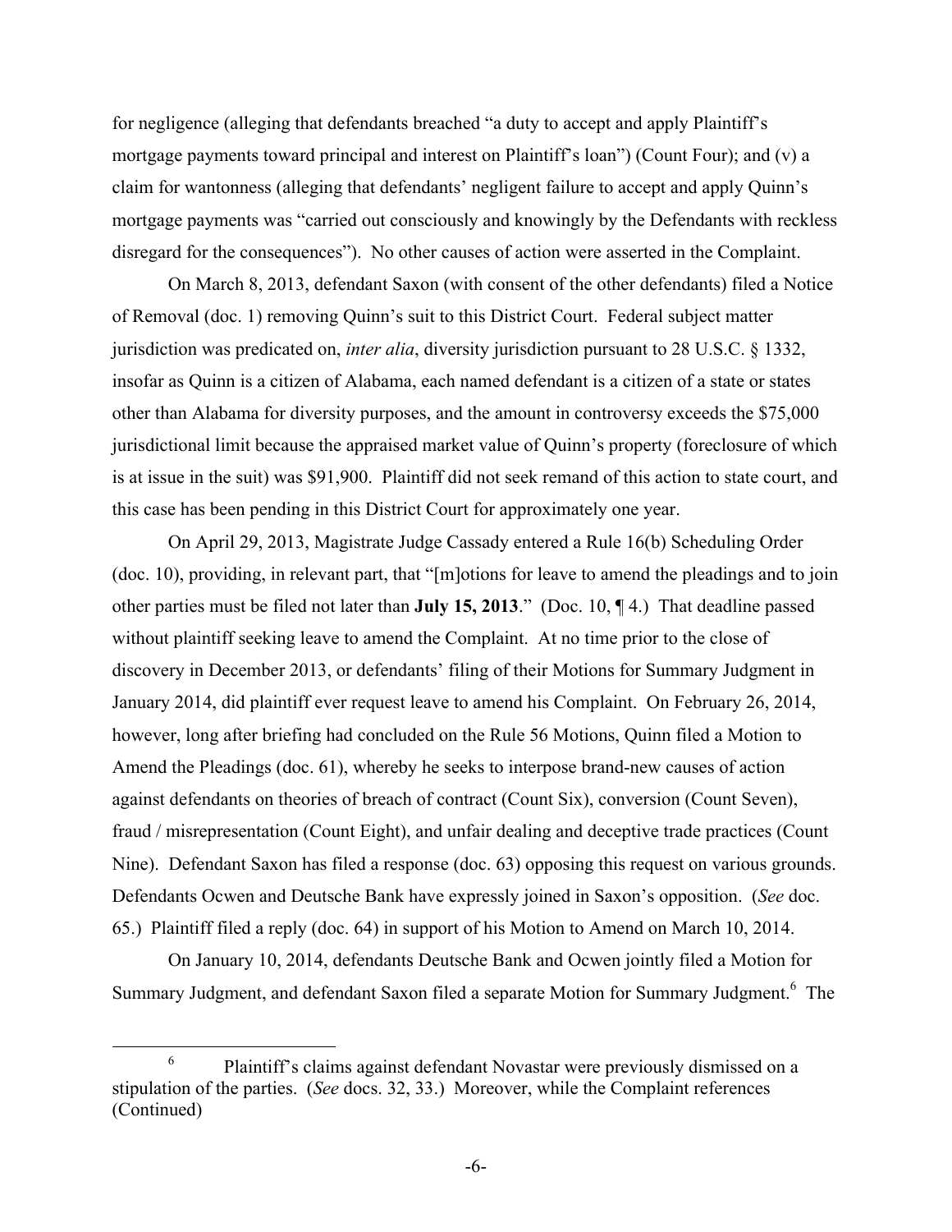for negligence (alleging that defendants breached "a duty to accept and apply Plaintiff's mortgage payments toward principal and interest on Plaintiff's loan") (Count Four); and (v) a claim for wantonness (alleging that defendants' negligent failure to accept and apply Quinn's mortgage payments was "carried out consciously and knowingly by the Defendants with reckless disregard for the consequences"). No other causes of action were asserted in the Complaint.

On March 8, 2013, defendant Saxon (with consent of the other defendants) filed a Notice of Removal (doc. 1) removing Quinn's suit to this District Court. Federal subject matter jurisdiction was predicated on, *inter alia*, diversity jurisdiction pursuant to 28 U.S.C. § 1332, insofar as Quinn is a citizen of Alabama, each named defendant is a citizen of a state or states other than Alabama for diversity purposes, and the amount in controversy exceeds the $75,000 jurisdictional limit because the appraised market value of Quinn's property (foreclosure of which is at issue in the suit) was $91,900. Plaintiff did not seek remand of this action to state court, and this case has been pending in this District Court for approximately one year.

On April 29, 2013, Magistrate Judge Cassady entered a Rule 16(b) Scheduling Order (doc. 10), providing, in relevant part, that "[m]otions for leave to amend the pleadings and to join other parties must be filed not later than **July 15, 2013**." (Doc. 10, ¶ 4.) That deadline passed without plaintiff seeking leave to amend the Complaint. At no time prior to the close of discovery in December 2013, or defendants' filing of their Motions for Summary Judgment in January 2014, did plaintiff ever request leave to amend his Complaint. On February 26, 2014, however, long after briefing had concluded on the Rule 56 Motions, Quinn filed a Motion to Amend the Pleadings (doc. 61), whereby he seeks to interpose brand-new causes of action against defendants on theories of breach of contract (Count Six), conversion (Count Seven), fraud / misrepresentation (Count Eight), and unfair dealing and deceptive trade practices (Count Nine). Defendant Saxon has filed a response (doc. 63) opposing this request on various grounds. Defendants Ocwen and Deutsche Bank have expressly joined in Saxon's opposition. (*See* doc. 65.) Plaintiff filed a reply (doc. 64) in support of his Motion to Amend on March 10, 2014.

On January 10, 2014, defendants Deutsche Bank and Ocwen jointly filed a Motion for Summary Judgment, and defendant Saxon filed a separate Motion for Summary Judgment.[6] The

[6] Plaintiff's claims against defendant Novastar were previously dismissed on a stipulation of the parties. (*See* docs. 32, 33.) Moreover, while the Complaint references (Continued)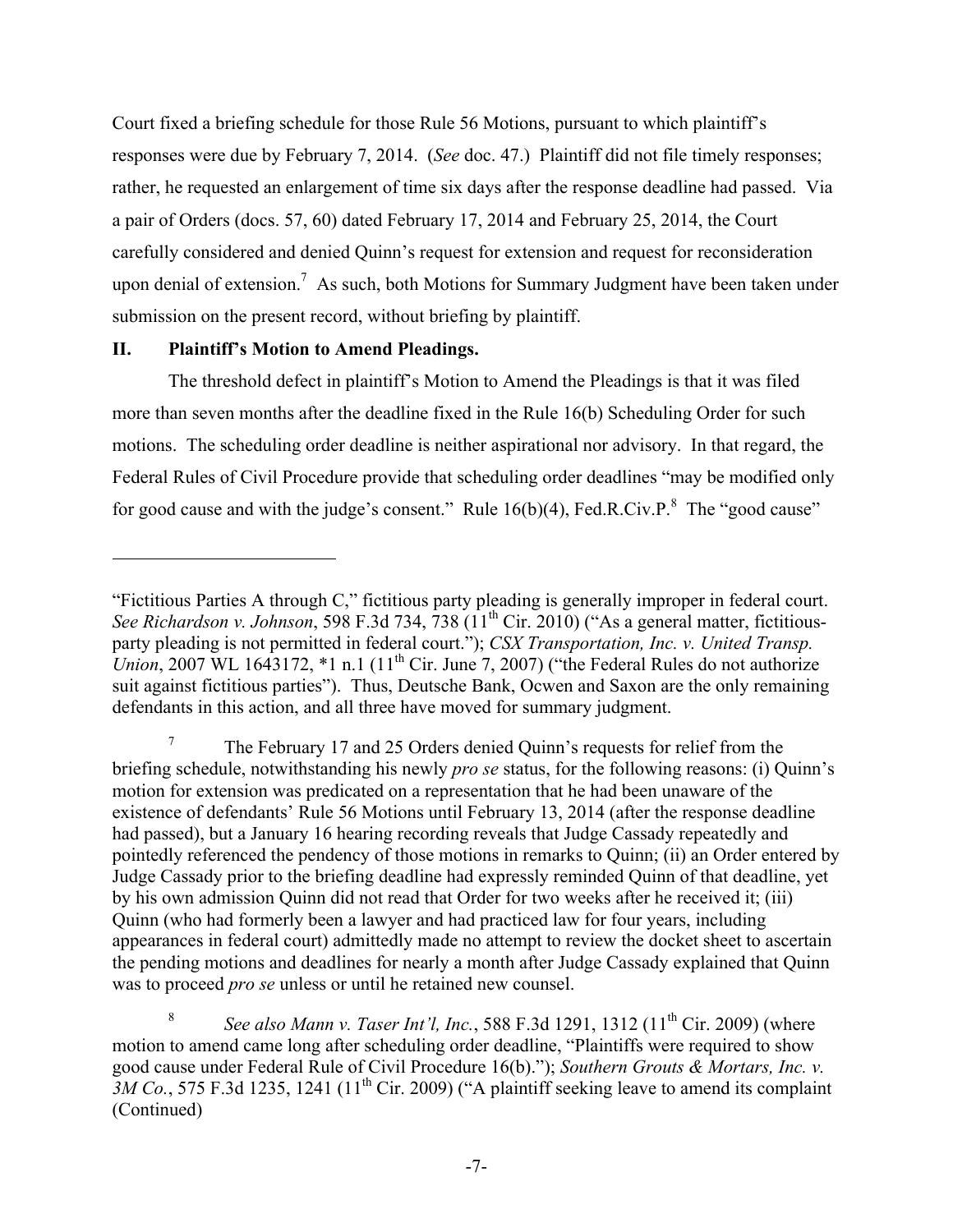Court fixed a briefing schedule for those Rule 56 Motions, pursuant to which plaintiff's responses were due by February 7, 2014. (*See* doc. 47.) Plaintiff did not file timely responses; rather, he requested an enlargement of time six days after the response deadline had passed. Via a pair of Orders (docs. 57, 60) dated February 17, 2014 and February 25, 2014, the Court carefully considered and denied Quinn's request for extension and request for reconsideration upon denial of extension.[7] As such, both Motions for Summary Judgment have been taken under submission on the present record, without briefing by plaintiff.

## II. Plaintiff's Motion to Amend Pleadings.

The threshold defect in plaintiff's Motion to Amend the Pleadings is that it was filed more than seven months after the deadline fixed in the Rule 16(b) Scheduling Order for such motions. The scheduling order deadline is neither aspirational nor advisory. In that regard, the Federal Rules of Civil Procedure provide that scheduling order deadlines "may be modified only for good cause and with the judge's consent." Rule 16(b)(4), Fed.R.Civ.P.[8] The "good cause"

---

"Fictitious Parties A through C," fictitious party pleading is generally improper in federal court. *See Richardson v. Johnson*, 598 F.3d 734, 738 (11th Cir. 2010) ("As a general matter, fictitious-party pleading is not permitted in federal court."); *CSX Transportation, Inc. v. United Transp. Union*, 2007 WL 1643172, *1 n.1 (11th Cir. June 7, 2007) ("the Federal Rules do not authorize suit against fictitious parties"). Thus, Deutsche Bank, Ocwen and Saxon are the only remaining defendants in this action, and all three have moved for summary judgment.

[7] The February 17 and 25 Orders denied Quinn's requests for relief from the briefing schedule, notwithstanding his newly *pro se* status, for the following reasons: (i) Quinn's motion for extension was predicated on a representation that he had been unaware of the existence of defendants' Rule 56 Motions until February 13, 2014 (after the response deadline had passed), but a January 16 hearing recording reveals that Judge Cassady repeatedly and pointedly referenced the pendency of those motions in remarks to Quinn; (ii) an Order entered by Judge Cassady prior to the briefing deadline had expressly reminded Quinn of that deadline, yet by his own admission Quinn did not read that Order for two weeks after he received it; (iii) Quinn (who had formerly been a lawyer and had practiced law for four years, including appearances in federal court) admittedly made no attempt to review the docket sheet to ascertain the pending motions and deadlines for nearly a month after Judge Cassady explained that Quinn was to proceed *pro se* unless or until he retained new counsel.

[8] *See also Mann v. Taser Int'l, Inc.*, 588 F.3d 1291, 1312 (11th Cir. 2009) (where motion to amend came long after scheduling order deadline, "Plaintiffs were required to show good cause under Federal Rule of Civil Procedure 16(b)."); *Southern Grouts & Mortars, Inc. v. 3M Co.*, 575 F.3d 1235, 1241 (11th Cir. 2009) ("A plaintiff seeking leave to amend its complaint (Continued)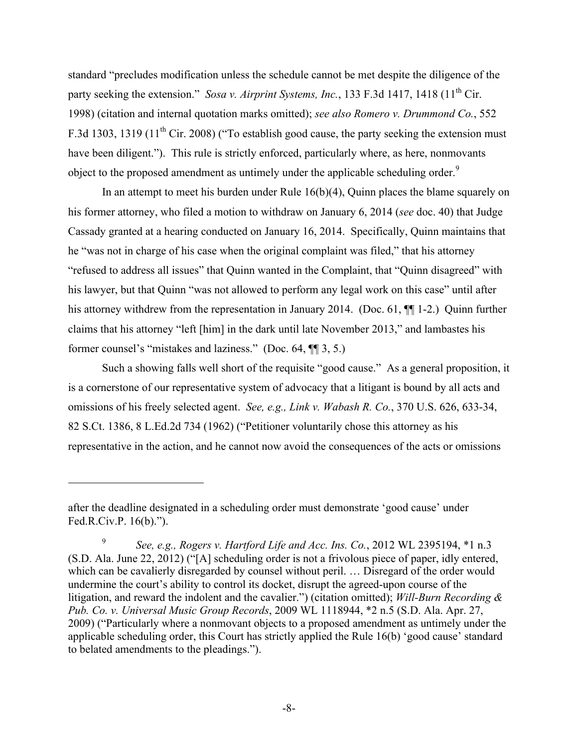standard "precludes modification unless the schedule cannot be met despite the diligence of the party seeking the extension." *Sosa v. Airprint Systems, Inc.*, 133 F.3d 1417, 1418 (11th Cir. 1998) (citation and internal quotation marks omitted); *see also Romero v. Drummond Co.*, 552 F.3d 1303, 1319 (11th Cir. 2008) ("To establish good cause, the party seeking the extension must have been diligent."). This rule is strictly enforced, particularly where, as here, nonmovants object to the proposed amendment as untimely under the applicable scheduling order.[9]

In an attempt to meet his burden under Rule 16(b)(4), Quinn places the blame squarely on his former attorney, who filed a motion to withdraw on January 6, 2014 (*see* doc. 40) that Judge Cassady granted at a hearing conducted on January 16, 2014. Specifically, Quinn maintains that he "was not in charge of his case when the original complaint was filed," that his attorney "refused to address all issues" that Quinn wanted in the Complaint, that "Quinn disagreed" with his lawyer, but that Quinn "was not allowed to perform any legal work on this case" until after his attorney withdrew from the representation in January 2014. (Doc. 61, ¶¶ 1-2.) Quinn further claims that his attorney "left [him] in the dark until late November 2013," and lambastes his former counsel's "mistakes and laziness." (Doc. 64, ¶¶ 3, 5.)

Such a showing falls well short of the requisite "good cause." As a general proposition, it is a cornerstone of our representative system of advocacy that a litigant is bound by all acts and omissions of his freely selected agent. *See, e.g., Link v. Wabash R. Co.*, 370 U.S. 626, 633-34, 82 S.Ct. 1386, 8 L.Ed.2d 734 (1962) ("Petitioner voluntarily chose this attorney as his representative in the action, and he cannot now avoid the consequences of the acts or omissions

---

after the deadline designated in a scheduling order must demonstrate 'good cause' under Fed.R.Civ.P. 16(b).").

[9] *See, e.g., Rogers v. Hartford Life and Acc. Ins. Co.*, 2012 WL 2395194, *1 n.3 (S.D. Ala. June 22, 2012) ("[A] scheduling order is not a frivolous piece of paper, idly entered, which can be cavalierly disregarded by counsel without peril. … Disregard of the order would undermine the court's ability to control its docket, disrupt the agreed-upon course of the litigation, and reward the indolent and the cavalier.") (citation omitted); *Will-Burn Recording & Pub. Co. v. Universal Music Group Records*, 2009 WL 1118944, *2 n.5 (S.D. Ala. Apr. 27, 2009) ("Particularly where a nonmovant objects to a proposed amendment as untimely under the applicable scheduling order, this Court has strictly applied the Rule 16(b) 'good cause' standard to belated amendments to the pleadings.").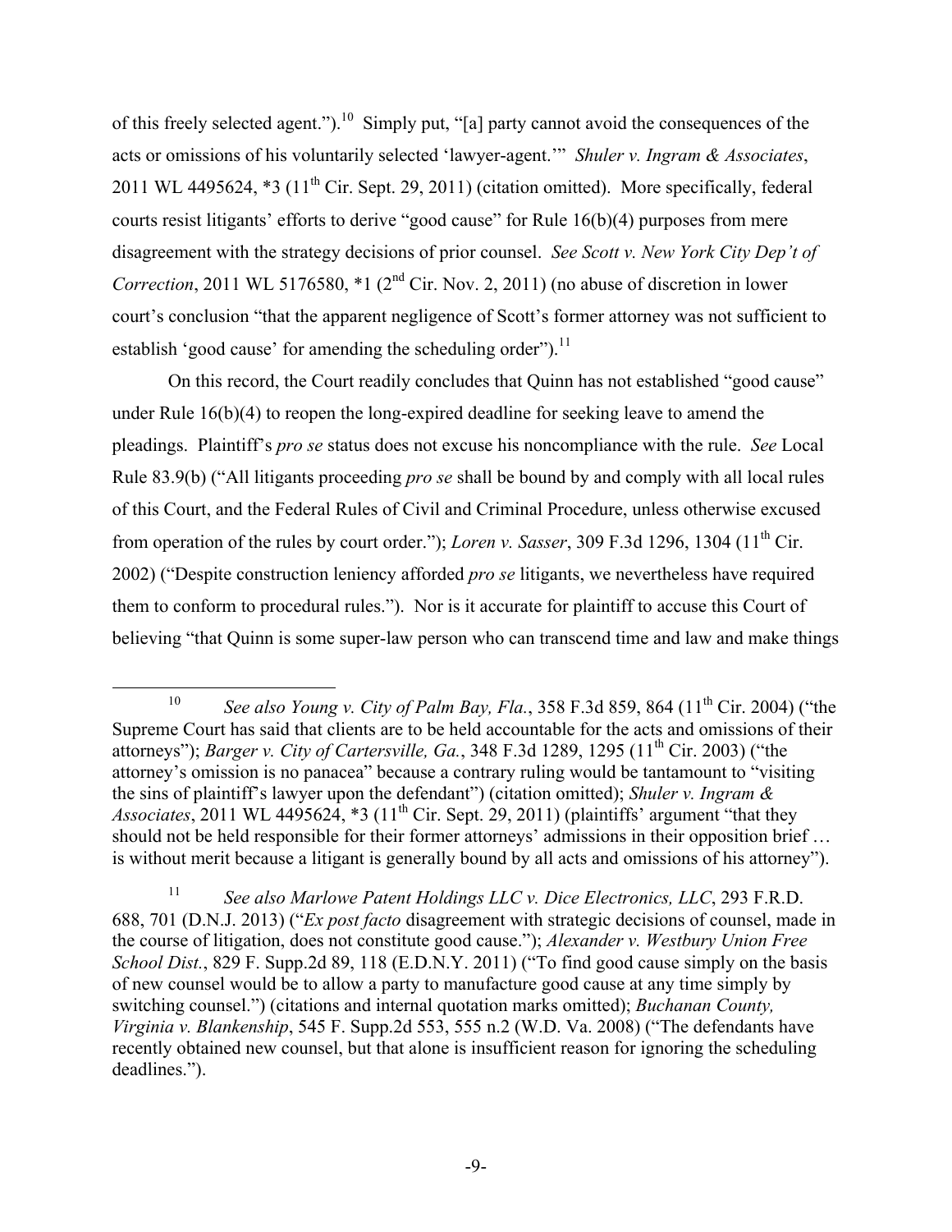of this freely selected agent.").[10] Simply put, "[a] party cannot avoid the consequences of the acts or omissions of his voluntarily selected 'lawyer-agent.'" *Shuler v. Ingram & Associates*, 2011 WL 4495624, *3 (11th Cir. Sept. 29, 2011) (citation omitted). More specifically, federal courts resist litigants' efforts to derive "good cause" for Rule 16(b)(4) purposes from mere disagreement with the strategy decisions of prior counsel. *See Scott v. New York City Dep't of Correction*, 2011 WL 5176580, *1 (2nd Cir. Nov. 2, 2011) (no abuse of discretion in lower court's conclusion "that the apparent negligence of Scott's former attorney was not sufficient to establish 'good cause' for amending the scheduling order").[11]

On this record, the Court readily concludes that Quinn has not established "good cause" under Rule 16(b)(4) to reopen the long-expired deadline for seeking leave to amend the pleadings. Plaintiff's *pro se* status does not excuse his noncompliance with the rule. *See* Local Rule 83.9(b) ("All litigants proceeding *pro se* shall be bound by and comply with all local rules of this Court, and the Federal Rules of Civil and Criminal Procedure, unless otherwise excused from operation of the rules by court order."); *Loren v. Sasser*, 309 F.3d 1296, 1304 (11th Cir. 2002) ("Despite construction leniency afforded *pro se* litigants, we nevertheless have required them to conform to procedural rules."). Nor is it accurate for plaintiff to accuse this Court of believing "that Quinn is some super-law person who can transcend time and law and make things

---

[10] *See also Young v. City of Palm Bay, Fla.*, 358 F.3d 859, 864 (11th Cir. 2004) ("the Supreme Court has said that clients are to be held accountable for the acts and omissions of their attorneys"); *Barger v. City of Cartersville, Ga.*, 348 F.3d 1289, 1295 (11th Cir. 2003) ("the attorney's omission is no panacea" because a contrary ruling would be tantamount to "visiting the sins of plaintiff's lawyer upon the defendant") (citation omitted); *Shuler v. Ingram & Associates*, 2011 WL 4495624, *3 (11th Cir. Sept. 29, 2011) (plaintiffs' argument "that they should not be held responsible for their former attorneys' admissions in their opposition brief … is without merit because a litigant is generally bound by all acts and omissions of his attorney").

[11] *See also Marlowe Patent Holdings LLC v. Dice Electronics, LLC*, 293 F.R.D. 688, 701 (D.N.J. 2013) ("*Ex post facto* disagreement with strategic decisions of counsel, made in the course of litigation, does not constitute good cause."); *Alexander v. Westbury Union Free School Dist.*, 829 F. Supp.2d 89, 118 (E.D.N.Y. 2011) ("To find good cause simply on the basis of new counsel would be to allow a party to manufacture good cause at any time simply by switching counsel.") (citations and internal quotation marks omitted); *Buchanan County, Virginia v. Blankenship*, 545 F. Supp.2d 553, 555 n.2 (W.D. Va. 2008) ("The defendants have recently obtained new counsel, but that alone is insufficient reason for ignoring the scheduling deadlines.").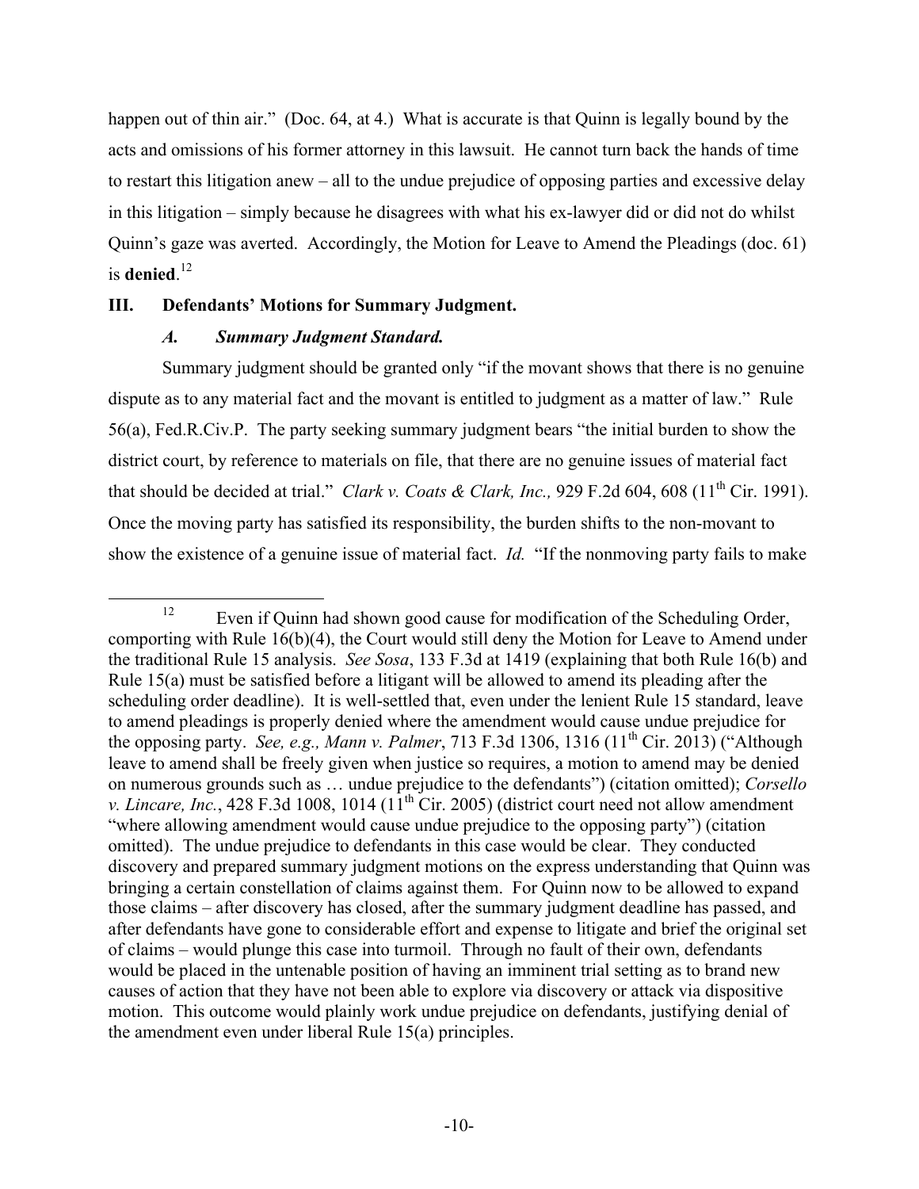happen out of thin air." (Doc. 64, at 4.) What is accurate is that Quinn is legally bound by the acts and omissions of his former attorney in this lawsuit. He cannot turn back the hands of time to restart this litigation anew – all to the undue prejudice of opposing parties and excessive delay in this litigation – simply because he disagrees with what his ex-lawyer did or did not do whilst Quinn's gaze was averted. Accordingly, the Motion for Leave to Amend the Pleadings (doc. 61) is **denied**.[12]

## III. Defendants' Motions for Summary Judgment.

### *A. Summary Judgment Standard.*

Summary judgment should be granted only "if the movant shows that there is no genuine dispute as to any material fact and the movant is entitled to judgment as a matter of law." Rule 56(a), Fed.R.Civ.P. The party seeking summary judgment bears "the initial burden to show the district court, by reference to materials on file, that there are no genuine issues of material fact that should be decided at trial." *Clark v. Coats & Clark, Inc.,* 929 F.2d 604, 608 (11th Cir. 1991). Once the moving party has satisfied its responsibility, the burden shifts to the non-movant to show the existence of a genuine issue of material fact. *Id.* "If the nonmoving party fails to make

---

[12] Even if Quinn had shown good cause for modification of the Scheduling Order, comporting with Rule 16(b)(4), the Court would still deny the Motion for Leave to Amend under the traditional Rule 15 analysis. *See Sosa*, 133 F.3d at 1419 (explaining that both Rule 16(b) and Rule 15(a) must be satisfied before a litigant will be allowed to amend its pleading after the scheduling order deadline). It is well-settled that, even under the lenient Rule 15 standard, leave to amend pleadings is properly denied where the amendment would cause undue prejudice for the opposing party. *See, e.g., Mann v. Palmer*, 713 F.3d 1306, 1316 (11th Cir. 2013) ("Although leave to amend shall be freely given when justice so requires, a motion to amend may be denied on numerous grounds such as … undue prejudice to the defendants") (citation omitted); *Corsello v. Lincare, Inc.*, 428 F.3d 1008, 1014 (11th Cir. 2005) (district court need not allow amendment "where allowing amendment would cause undue prejudice to the opposing party") (citation omitted). The undue prejudice to defendants in this case would be clear. They conducted discovery and prepared summary judgment motions on the express understanding that Quinn was bringing a certain constellation of claims against them. For Quinn now to be allowed to expand those claims – after discovery has closed, after the summary judgment deadline has passed, and after defendants have gone to considerable effort and expense to litigate and brief the original set of claims – would plunge this case into turmoil. Through no fault of their own, defendants would be placed in the untenable position of having an imminent trial setting as to brand new causes of action that they have not been able to explore via discovery or attack via dispositive motion. This outcome would plainly work undue prejudice on defendants, justifying denial of the amendment even under liberal Rule 15(a) principles.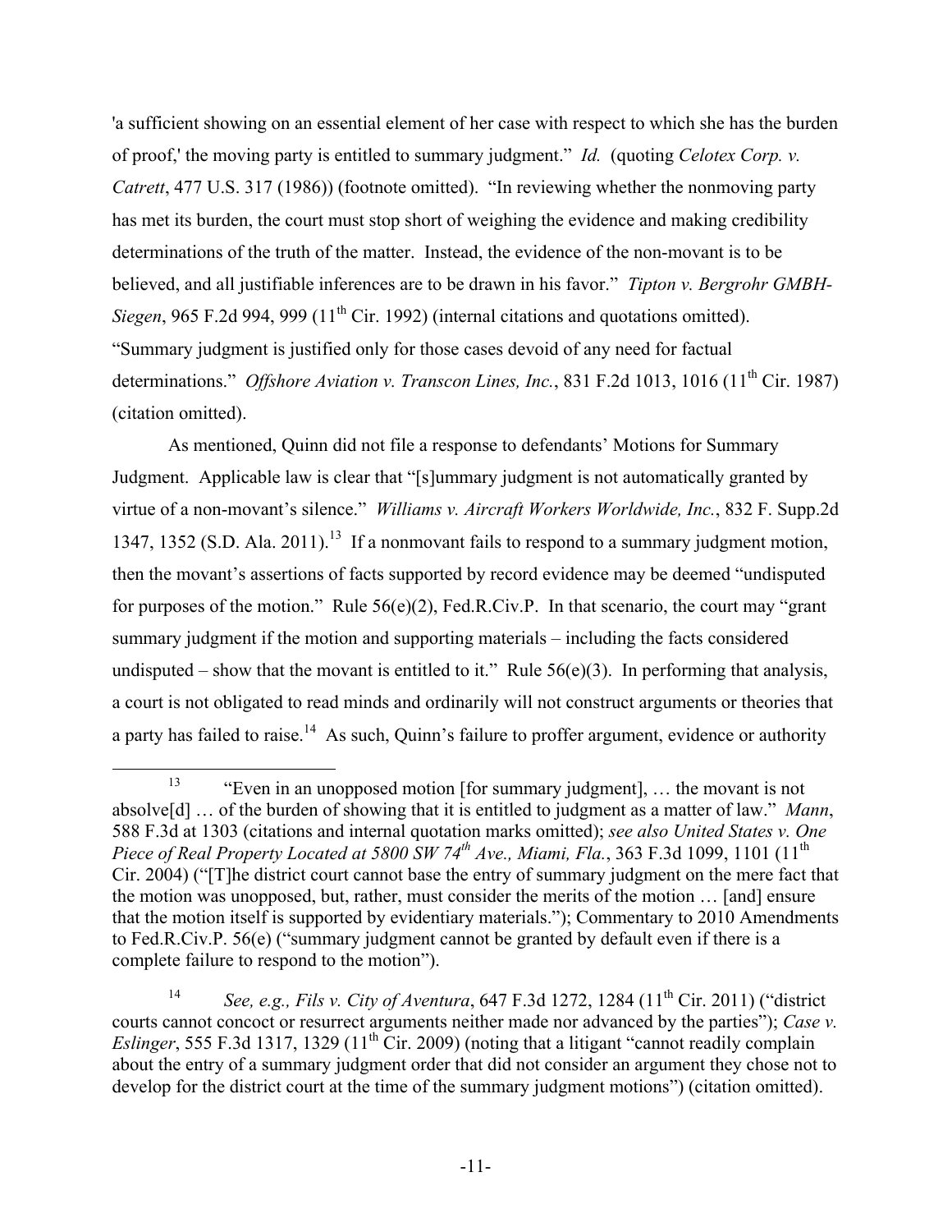'a sufficient showing on an essential element of her case with respect to which she has the burden of proof,' the moving party is entitled to summary judgment." *Id.* (quoting *Celotex Corp. v. Catrett*, 477 U.S. 317 (1986)) (footnote omitted). "In reviewing whether the nonmoving party has met its burden, the court must stop short of weighing the evidence and making credibility determinations of the truth of the matter. Instead, the evidence of the non-movant is to be believed, and all justifiable inferences are to be drawn in his favor." *Tipton v. Bergrohr GMBH-Siegen*, 965 F.2d 994, 999 (11th Cir. 1992) (internal citations and quotations omitted). "Summary judgment is justified only for those cases devoid of any need for factual determinations." *Offshore Aviation v. Transcon Lines, Inc.*, 831 F.2d 1013, 1016 (11th Cir. 1987) (citation omitted).

As mentioned, Quinn did not file a response to defendants' Motions for Summary Judgment. Applicable law is clear that "[s]ummary judgment is not automatically granted by virtue of a non-movant's silence." *Williams v. Aircraft Workers Worldwide, Inc.*, 832 F. Supp.2d 1347, 1352 (S.D. Ala. 2011).[13] If a nonmovant fails to respond to a summary judgment motion, then the movant's assertions of facts supported by record evidence may be deemed "undisputed for purposes of the motion." Rule 56(e)(2), Fed.R.Civ.P. In that scenario, the court may "grant summary judgment if the motion and supporting materials – including the facts considered undisputed – show that the movant is entitled to it." Rule 56(e)(3). In performing that analysis, a court is not obligated to read minds and ordinarily will not construct arguments or theories that a party has failed to raise.[14] As such, Quinn's failure to proffer argument, evidence or authority

---

[13] "Even in an unopposed motion [for summary judgment], … the movant is not absolve[d] … of the burden of showing that it is entitled to judgment as a matter of law." *Mann*, 588 F.3d at 1303 (citations and internal quotation marks omitted); *see also United States v. One Piece of Real Property Located at 5800 SW 74th Ave., Miami, Fla.*, 363 F.3d 1099, 1101 (11th Cir. 2004) ("[T]he district court cannot base the entry of summary judgment on the mere fact that the motion was unopposed, but, rather, must consider the merits of the motion … [and] ensure that the motion itself is supported by evidentiary materials."); Commentary to 2010 Amendments to Fed.R.Civ.P. 56(e) ("summary judgment cannot be granted by default even if there is a complete failure to respond to the motion").

[14] *See, e.g., Fils v. City of Aventura*, 647 F.3d 1272, 1284 (11th Cir. 2011) ("district courts cannot concoct or resurrect arguments neither made nor advanced by the parties"); *Case v. Eslinger*, 555 F.3d 1317, 1329 (11th Cir. 2009) (noting that a litigant "cannot readily complain about the entry of a summary judgment order that did not consider an argument they chose not to develop for the district court at the time of the summary judgment motions") (citation omitted).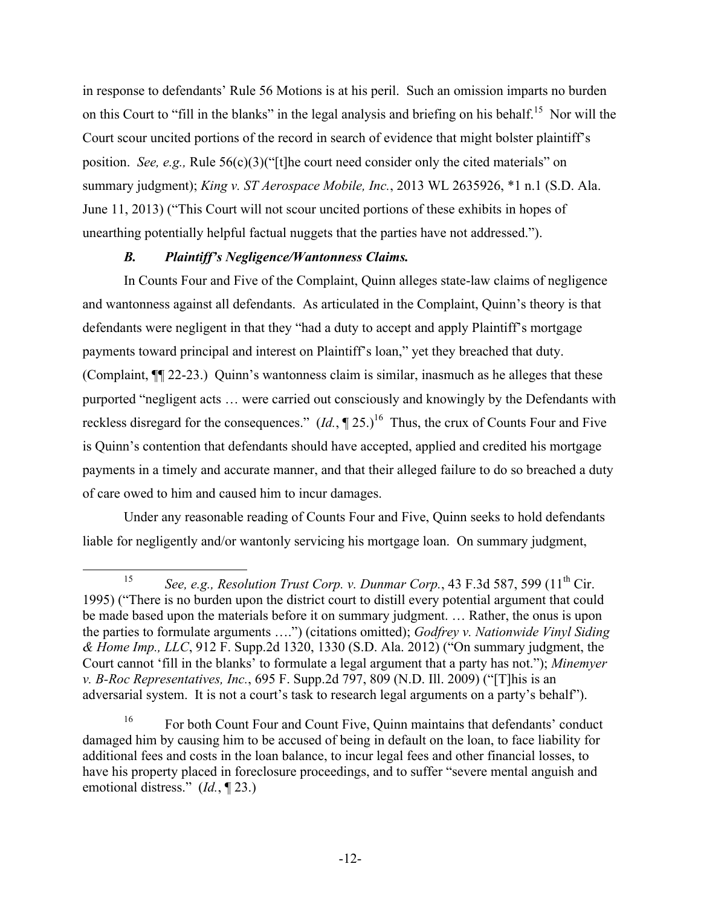in response to defendants' Rule 56 Motions is at his peril. Such an omission imparts no burden on this Court to "fill in the blanks" in the legal analysis and briefing on his behalf.[15] Nor will the Court scour uncited portions of the record in search of evidence that might bolster plaintiff's position. *See, e.g.,* Rule 56(c)(3)("[t]he court need consider only the cited materials" on summary judgment); *King v. ST Aerospace Mobile, Inc.*, 2013 WL 2635926, *1 n.1 (S.D. Ala. June 11, 2013) ("This Court will not scour uncited portions of these exhibits in hopes of unearthing potentially helpful factual nuggets that the parties have not addressed.").

### *B. Plaintiff's Negligence/Wantonness Claims.*

In Counts Four and Five of the Complaint, Quinn alleges state-law claims of negligence and wantonness against all defendants. As articulated in the Complaint, Quinn's theory is that defendants were negligent in that they "had a duty to accept and apply Plaintiff's mortgage payments toward principal and interest on Plaintiff's loan," yet they breached that duty. (Complaint, ¶¶ 22-23.) Quinn's wantonness claim is similar, inasmuch as he alleges that these purported "negligent acts … were carried out consciously and knowingly by the Defendants with reckless disregard for the consequences." (*Id.*, ¶ 25.)[16] Thus, the crux of Counts Four and Five is Quinn's contention that defendants should have accepted, applied and credited his mortgage payments in a timely and accurate manner, and that their alleged failure to do so breached a duty of care owed to him and caused him to incur damages.

Under any reasonable reading of Counts Four and Five, Quinn seeks to hold defendants liable for negligently and/or wantonly servicing his mortgage loan. On summary judgment,

---

[15] *See, e.g., Resolution Trust Corp. v. Dunmar Corp.*, 43 F.3d 587, 599 (11th Cir. 1995) ("There is no burden upon the district court to distill every potential argument that could be made based upon the materials before it on summary judgment. … Rather, the onus is upon the parties to formulate arguments ….") (citations omitted); *Godfrey v. Nationwide Vinyl Siding & Home Imp., LLC*, 912 F. Supp.2d 1320, 1330 (S.D. Ala. 2012) ("On summary judgment, the Court cannot 'fill in the blanks' to formulate a legal argument that a party has not."); *Minemyer v. B-Roc Representatives, Inc.*, 695 F. Supp.2d 797, 809 (N.D. Ill. 2009) ("[T]his is an adversarial system. It is not a court's task to research legal arguments on a party's behalf").

[16] For both Count Four and Count Five, Quinn maintains that defendants' conduct damaged him by causing him to be accused of being in default on the loan, to face liability for additional fees and costs in the loan balance, to incur legal fees and other financial losses, to have his property placed in foreclosure proceedings, and to suffer "severe mental anguish and emotional distress." (*Id.*, ¶ 23.)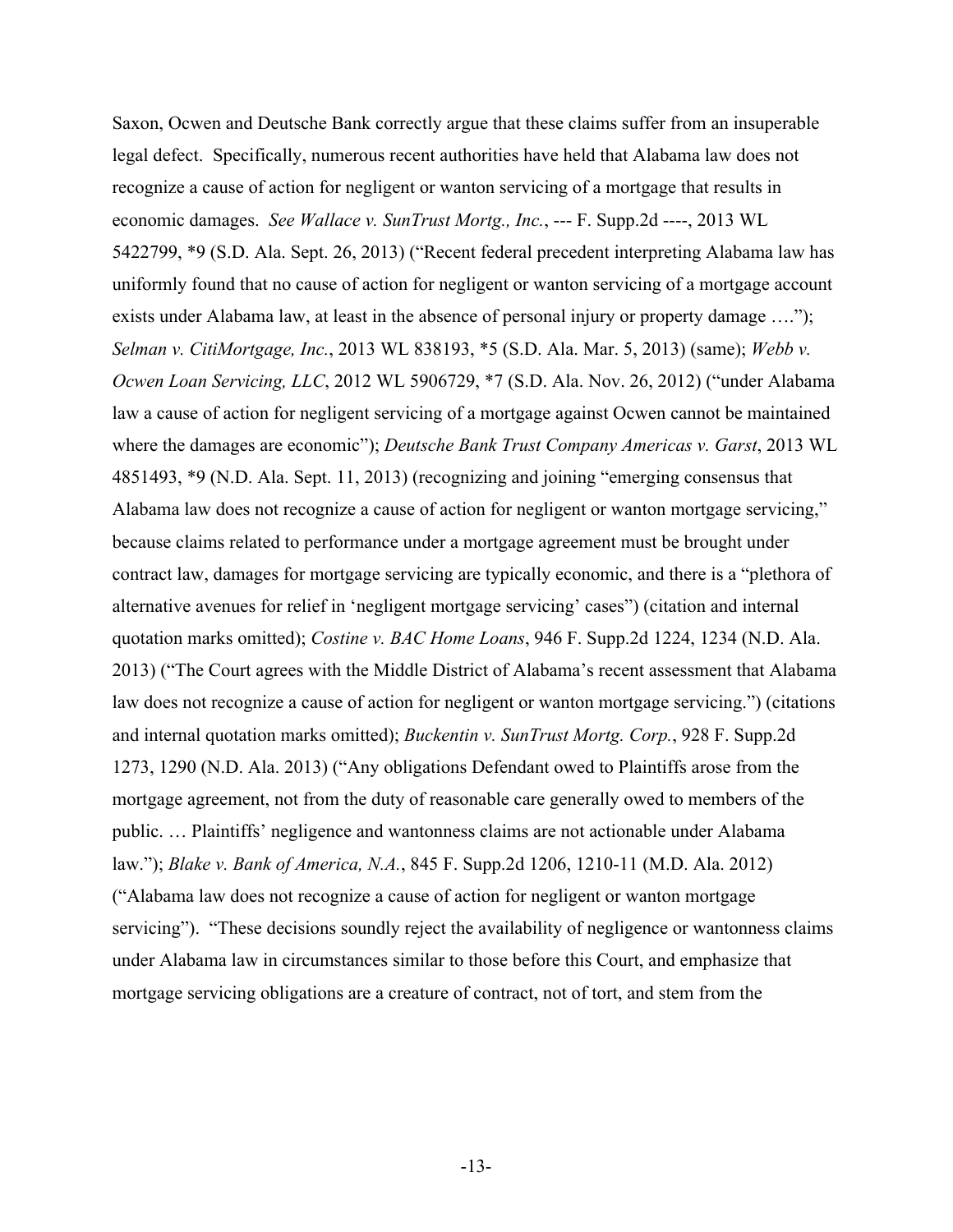Saxon, Ocwen and Deutsche Bank correctly argue that these claims suffer from an insuperable legal defect. Specifically, numerous recent authorities have held that Alabama law does not recognize a cause of action for negligent or wanton servicing of a mortgage that results in economic damages. *See Wallace v. SunTrust Mortg., Inc.*, --- F. Supp.2d ----, 2013 WL 5422799, *9 (S.D. Ala. Sept. 26, 2013) ("Recent federal precedent interpreting Alabama law has uniformly found that no cause of action for negligent or wanton servicing of a mortgage account exists under Alabama law, at least in the absence of personal injury or property damage …."); *Selman v. CitiMortgage, Inc.*, 2013 WL 838193, *5 (S.D. Ala. Mar. 5, 2013) (same); *Webb v. Ocwen Loan Servicing, LLC*, 2012 WL 5906729, *7 (S.D. Ala. Nov. 26, 2012) ("under Alabama law a cause of action for negligent servicing of a mortgage against Ocwen cannot be maintained where the damages are economic"); *Deutsche Bank Trust Company Americas v. Garst*, 2013 WL 4851493, *9 (N.D. Ala. Sept. 11, 2013) (recognizing and joining "emerging consensus that Alabama law does not recognize a cause of action for negligent or wanton mortgage servicing," because claims related to performance under a mortgage agreement must be brought under contract law, damages for mortgage servicing are typically economic, and there is a "plethora of alternative avenues for relief in 'negligent mortgage servicing' cases") (citation and internal quotation marks omitted); *Costine v. BAC Home Loans*, 946 F. Supp.2d 1224, 1234 (N.D. Ala. 2013) ("The Court agrees with the Middle District of Alabama's recent assessment that Alabama law does not recognize a cause of action for negligent or wanton mortgage servicing.") (citations and internal quotation marks omitted); *Buckentin v. SunTrust Mortg. Corp.*, 928 F. Supp.2d 1273, 1290 (N.D. Ala. 2013) ("Any obligations Defendant owed to Plaintiffs arose from the mortgage agreement, not from the duty of reasonable care generally owed to members of the public. … Plaintiffs' negligence and wantonness claims are not actionable under Alabama law."); *Blake v. Bank of America, N.A.*, 845 F. Supp.2d 1206, 1210-11 (M.D. Ala. 2012) ("Alabama law does not recognize a cause of action for negligent or wanton mortgage servicing"). "These decisions soundly reject the availability of negligence or wantonness claims under Alabama law in circumstances similar to those before this Court, and emphasize that mortgage servicing obligations are a creature of contract, not of tort, and stem from the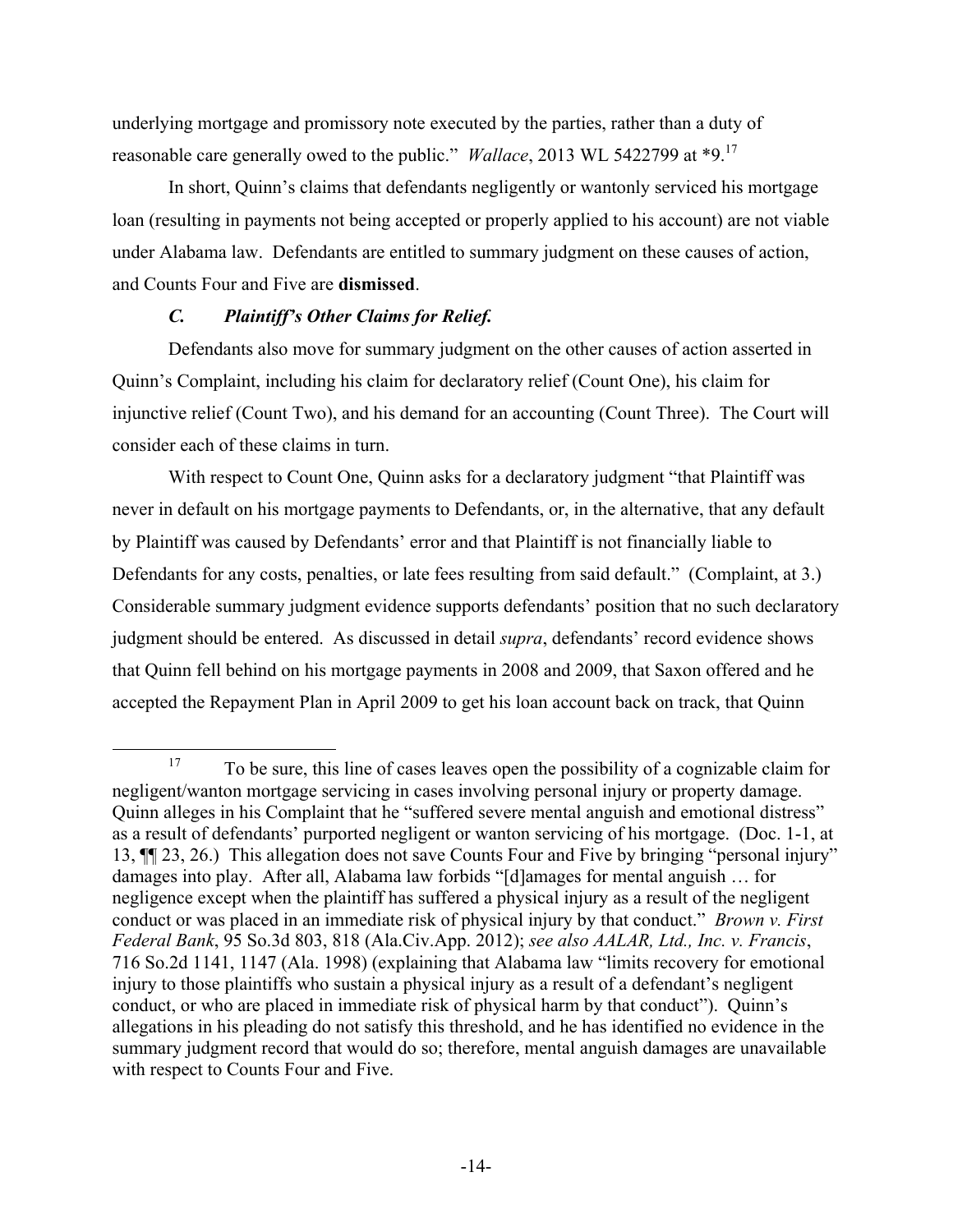underlying mortgage and promissory note executed by the parties, rather than a duty of reasonable care generally owed to the public." *Wallace*, 2013 WL 5422799 at *9.[17]

In short, Quinn's claims that defendants negligently or wantonly serviced his mortgage loan (resulting in payments not being accepted or properly applied to his account) are not viable under Alabama law. Defendants are entitled to summary judgment on these causes of action, and Counts Four and Five are **dismissed**.

### *C. Plaintiff's Other Claims for Relief.*

Defendants also move for summary judgment on the other causes of action asserted in Quinn's Complaint, including his claim for declaratory relief (Count One), his claim for injunctive relief (Count Two), and his demand for an accounting (Count Three). The Court will consider each of these claims in turn.

With respect to Count One, Quinn asks for a declaratory judgment "that Plaintiff was never in default on his mortgage payments to Defendants, or, in the alternative, that any default by Plaintiff was caused by Defendants' error and that Plaintiff is not financially liable to Defendants for any costs, penalties, or late fees resulting from said default." (Complaint, at 3.) Considerable summary judgment evidence supports defendants' position that no such declaratory judgment should be entered. As discussed in detail *supra*, defendants' record evidence shows that Quinn fell behind on his mortgage payments in 2008 and 2009, that Saxon offered and he accepted the Repayment Plan in April 2009 to get his loan account back on track, that Quinn

---

[17] To be sure, this line of cases leaves open the possibility of a cognizable claim for negligent/wanton mortgage servicing in cases involving personal injury or property damage. Quinn alleges in his Complaint that he "suffered severe mental anguish and emotional distress" as a result of defendants' purported negligent or wanton servicing of his mortgage. (Doc. 1-1, at 13, ¶¶ 23, 26.) This allegation does not save Counts Four and Five by bringing "personal injury" damages into play. After all, Alabama law forbids "[d]amages for mental anguish … for negligence except when the plaintiff has suffered a physical injury as a result of the negligent conduct or was placed in an immediate risk of physical injury by that conduct." *Brown v. First Federal Bank*, 95 So.3d 803, 818 (Ala.Civ.App. 2012); *see also AALAR, Ltd., Inc. v. Francis*, 716 So.2d 1141, 1147 (Ala. 1998) (explaining that Alabama law "limits recovery for emotional injury to those plaintiffs who sustain a physical injury as a result of a defendant's negligent conduct, or who are placed in immediate risk of physical harm by that conduct"). Quinn's allegations in his pleading do not satisfy this threshold, and he has identified no evidence in the summary judgment record that would do so; therefore, mental anguish damages are unavailable with respect to Counts Four and Five.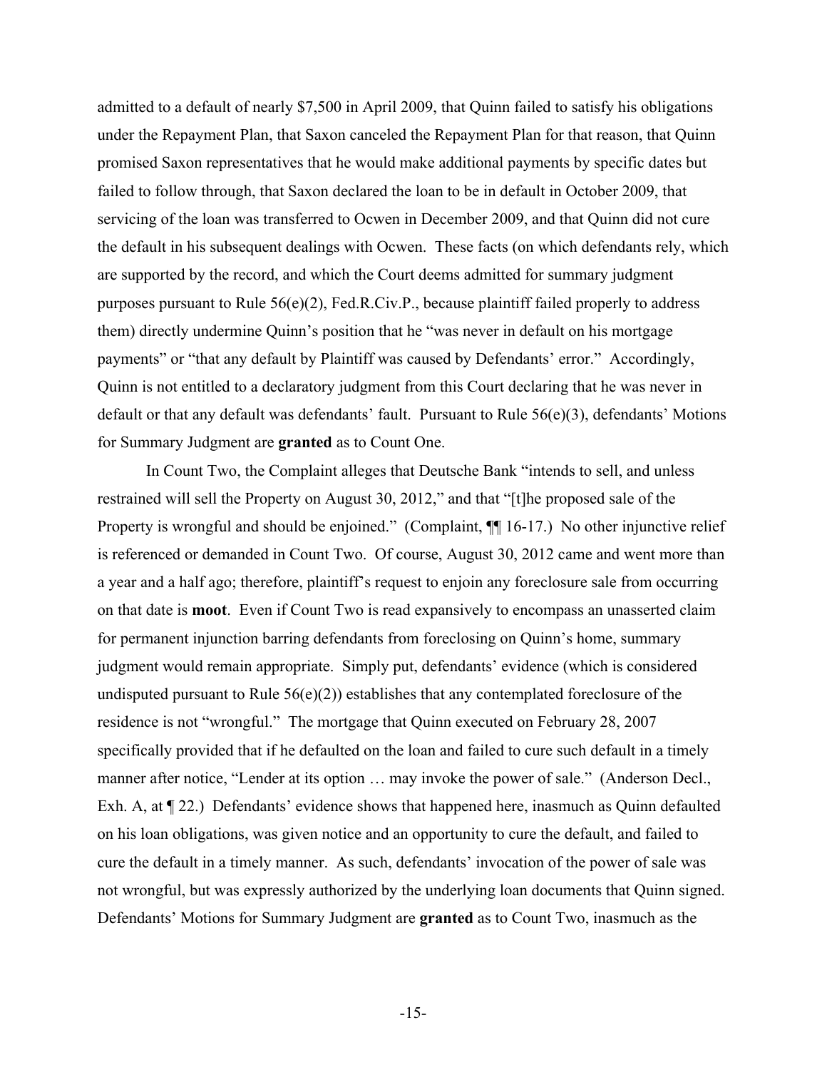admitted to a default of nearly $7,500 in April 2009, that Quinn failed to satisfy his obligations under the Repayment Plan, that Saxon canceled the Repayment Plan for that reason, that Quinn promised Saxon representatives that he would make additional payments by specific dates but failed to follow through, that Saxon declared the loan to be in default in October 2009, that servicing of the loan was transferred to Ocwen in December 2009, and that Quinn did not cure the default in his subsequent dealings with Ocwen. These facts (on which defendants rely, which are supported by the record, and which the Court deems admitted for summary judgment purposes pursuant to Rule 56(e)(2), Fed.R.Civ.P., because plaintiff failed properly to address them) directly undermine Quinn's position that he "was never in default on his mortgage payments" or "that any default by Plaintiff was caused by Defendants' error." Accordingly, Quinn is not entitled to a declaratory judgment from this Court declaring that he was never in default or that any default was defendants' fault. Pursuant to Rule 56(e)(3), defendants' Motions for Summary Judgment are **granted** as to Count One.

In Count Two, the Complaint alleges that Deutsche Bank "intends to sell, and unless restrained will sell the Property on August 30, 2012," and that "[t]he proposed sale of the Property is wrongful and should be enjoined." (Complaint, ¶¶ 16-17.) No other injunctive relief is referenced or demanded in Count Two. Of course, August 30, 2012 came and went more than a year and a half ago; therefore, plaintiff's request to enjoin any foreclosure sale from occurring on that date is **moot**. Even if Count Two is read expansively to encompass an unasserted claim for permanent injunction barring defendants from foreclosing on Quinn's home, summary judgment would remain appropriate. Simply put, defendants' evidence (which is considered undisputed pursuant to Rule 56(e)(2)) establishes that any contemplated foreclosure of the residence is not "wrongful." The mortgage that Quinn executed on February 28, 2007 specifically provided that if he defaulted on the loan and failed to cure such default in a timely manner after notice, "Lender at its option … may invoke the power of sale." (Anderson Decl., Exh. A, at ¶ 22.) Defendants' evidence shows that happened here, inasmuch as Quinn defaulted on his loan obligations, was given notice and an opportunity to cure the default, and failed to cure the default in a timely manner. As such, defendants' invocation of the power of sale was not wrongful, but was expressly authorized by the underlying loan documents that Quinn signed. Defendants' Motions for Summary Judgment are **granted** as to Count Two, inasmuch as the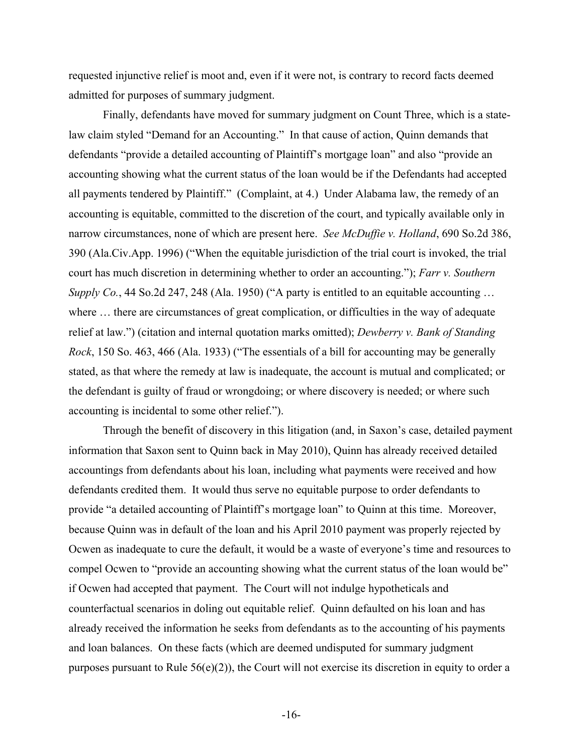requested injunctive relief is moot and, even if it were not, is contrary to record facts deemed admitted for purposes of summary judgment.

Finally, defendants have moved for summary judgment on Count Three, which is a state-law claim styled "Demand for an Accounting." In that cause of action, Quinn demands that defendants "provide a detailed accounting of Plaintiff's mortgage loan" and also "provide an accounting showing what the current status of the loan would be if the Defendants had accepted all payments tendered by Plaintiff." (Complaint, at 4.) Under Alabama law, the remedy of an accounting is equitable, committed to the discretion of the court, and typically available only in narrow circumstances, none of which are present here. *See McDuffie v. Holland*, 690 So.2d 386, 390 (Ala.Civ.App. 1996) ("When the equitable jurisdiction of the trial court is invoked, the trial court has much discretion in determining whether to order an accounting."); *Farr v. Southern Supply Co.*, 44 So.2d 247, 248 (Ala. 1950) ("A party is entitled to an equitable accounting … where … there are circumstances of great complication, or difficulties in the way of adequate relief at law.") (citation and internal quotation marks omitted); *Dewberry v. Bank of Standing Rock*, 150 So. 463, 466 (Ala. 1933) ("The essentials of a bill for accounting may be generally stated, as that where the remedy at law is inadequate, the account is mutual and complicated; or the defendant is guilty of fraud or wrongdoing; or where discovery is needed; or where such accounting is incidental to some other relief.").

Through the benefit of discovery in this litigation (and, in Saxon's case, detailed payment information that Saxon sent to Quinn back in May 2010), Quinn has already received detailed accountings from defendants about his loan, including what payments were received and how defendants credited them. It would thus serve no equitable purpose to order defendants to provide "a detailed accounting of Plaintiff's mortgage loan" to Quinn at this time. Moreover, because Quinn was in default of the loan and his April 2010 payment was properly rejected by Ocwen as inadequate to cure the default, it would be a waste of everyone's time and resources to compel Ocwen to "provide an accounting showing what the current status of the loan would be" if Ocwen had accepted that payment. The Court will not indulge hypotheticals and counterfactual scenarios in doling out equitable relief. Quinn defaulted on his loan and has already received the information he seeks from defendants as to the accounting of his payments and loan balances. On these facts (which are deemed undisputed for summary judgment purposes pursuant to Rule 56(e)(2)), the Court will not exercise its discretion in equity to order a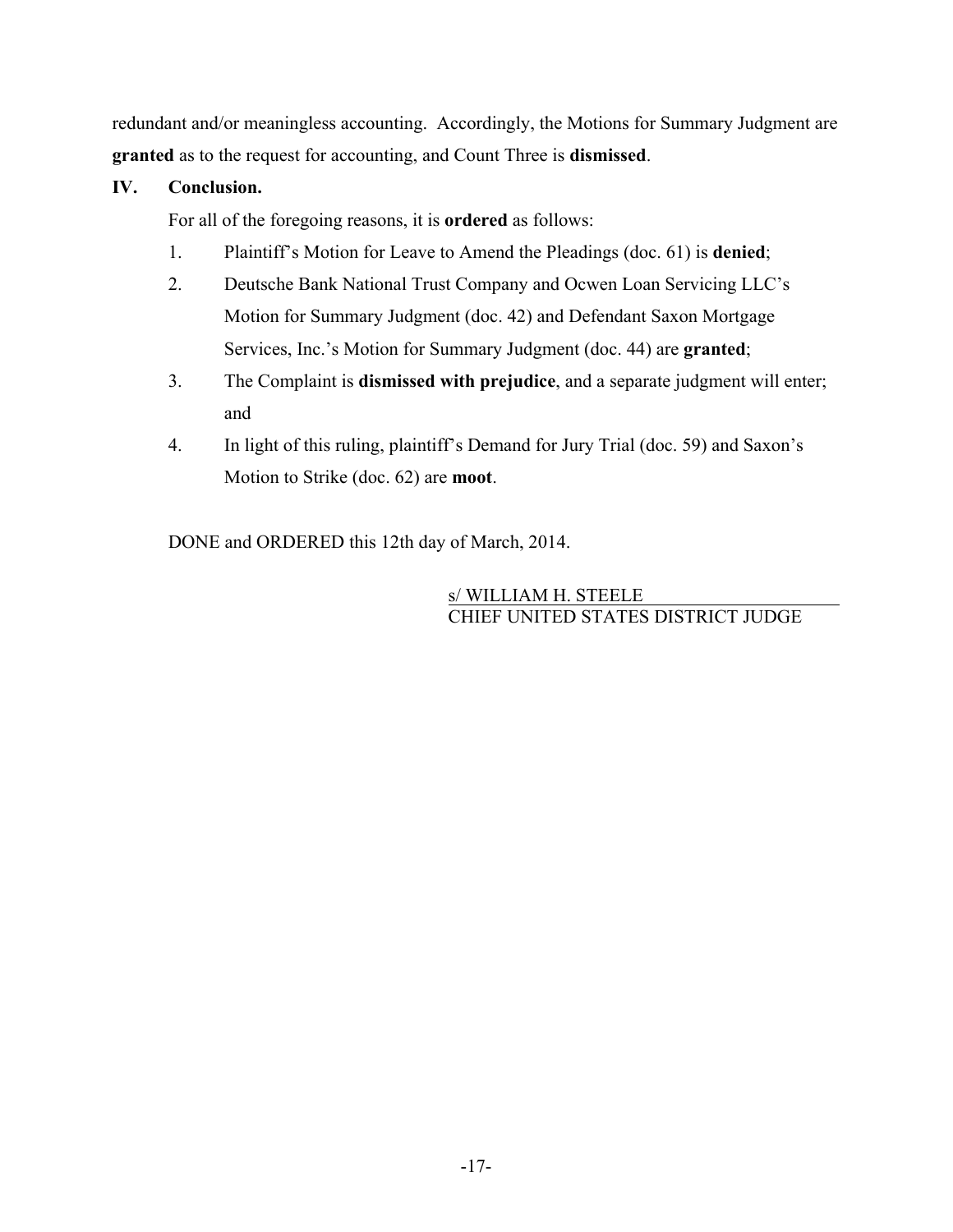redundant and/or meaningless accounting. Accordingly, the Motions for Summary Judgment are **granted** as to the request for accounting, and Count Three is **dismissed**.

## IV. Conclusion.

For all of the foregoing reasons, it is **ordered** as follows:

1. Plaintiff's Motion for Leave to Amend the Pleadings (doc. 61) is **denied**;
2. Deutsche Bank National Trust Company and Ocwen Loan Servicing LLC's Motion for Summary Judgment (doc. 42) and Defendant Saxon Mortgage Services, Inc.'s Motion for Summary Judgment (doc. 44) are **granted**;
3. The Complaint is **dismissed with prejudice**, and a separate judgment will enter; and
4. In light of this ruling, plaintiff's Demand for Jury Trial (doc. 59) and Saxon's Motion to Strike (doc. 62) are **moot**.

DONE and ORDERED this 12th day of March, 2014.

s/ WILLIAM H. STEELE
CHIEF UNITED STATES DISTRICT JUDGE